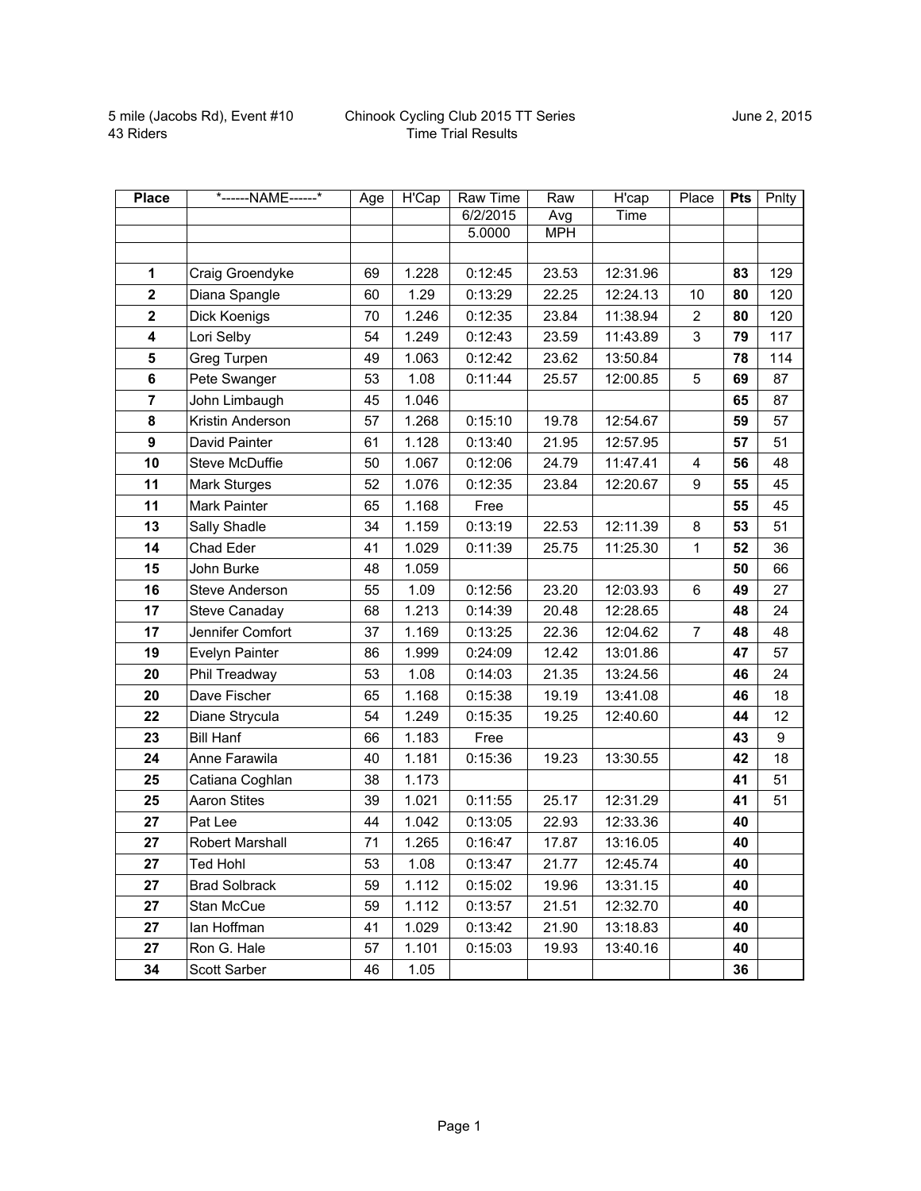5 mile (Jacobs Rd), Event #10
43 Riders

Chinook Cycling Club 2015 TT Series
Time Trial Results

June 2, 2015

| Place | *------NAME------* | Age | H'Cap | Raw Time | Raw | H'cap | Place | Pts | Pnlty |
|---|---|---|---|---|---|---|---|---|---|
| | | | | 6/2/2015 | Avg | Time | | | |
| | | | | 5.0000 | MPH | | | | |
| | | | | | | | | | |
| **1** | Craig Groendyke | 69 | 1.228 | 0:12:45 | 23.53 | 12:31.96 | | **83** | 129 |
| **2** | Diana Spangle | 60 | 1.29 | 0:13:29 | 22.25 | 12:24.13 | 10 | **80** | 120 |
| **2** | Dick Koenigs | 70 | 1.246 | 0:12:35 | 23.84 | 11:38.94 | 2 | **80** | 120 |
| **4** | Lori Selby | 54 | 1.249 | 0:12:43 | 23.59 | 11:43.89 | 3 | **79** | 117 |
| **5** | Greg Turpen | 49 | 1.063 | 0:12:42 | 23.62 | 13:50.84 | | **78** | 114 |
| **6** | Pete Swanger | 53 | 1.08 | 0:11:44 | 25.57 | 12:00.85 | 5 | **69** | 87 |
| **7** | John Limbaugh | 45 | 1.046 | | | | | **65** | 87 |
| **8** | Kristin Anderson | 57 | 1.268 | 0:15:10 | 19.78 | 12:54.67 | | **59** | 57 |
| **9** | David Painter | 61 | 1.128 | 0:13:40 | 21.95 | 12:57.95 | | **57** | 51 |
| **10** | Steve McDuffie | 50 | 1.067 | 0:12:06 | 24.79 | 11:47.41 | 4 | **56** | 48 |
| **11** | Mark Sturges | 52 | 1.076 | 0:12:35 | 23.84 | 12:20.67 | 9 | **55** | 45 |
| **11** | Mark Painter | 65 | 1.168 | Free | | | | **55** | 45 |
| **13** | Sally Shadle | 34 | 1.159 | 0:13:19 | 22.53 | 12:11.39 | 8 | **53** | 51 |
| **14** | Chad Eder | 41 | 1.029 | 0:11:39 | 25.75 | 11:25.30 | 1 | **52** | 36 |
| **15** | John Burke | 48 | 1.059 | | | | | **50** | 66 |
| **16** | Steve Anderson | 55 | 1.09 | 0:12:56 | 23.20 | 12:03.93 | 6 | **49** | 27 |
| **17** | Steve Canaday | 68 | 1.213 | 0:14:39 | 20.48 | 12:28.65 | | **48** | 24 |
| **17** | Jennifer Comfort | 37 | 1.169 | 0:13:25 | 22.36 | 12:04.62 | 7 | **48** | 48 |
| **19** | Evelyn Painter | 86 | 1.999 | 0:24:09 | 12.42 | 13:01.86 | | **47** | 57 |
| **20** | Phil Treadway | 53 | 1.08 | 0:14:03 | 21.35 | 13:24.56 | | **46** | 24 |
| **20** | Dave Fischer | 65 | 1.168 | 0:15:38 | 19.19 | 13:41.08 | | **46** | 18 |
| **22** | Diane Strycula | 54 | 1.249 | 0:15:35 | 19.25 | 12:40.60 | | **44** | 12 |
| **23** | Bill Hanf | 66 | 1.183 | Free | | | | **43** | 9 |
| **24** | Anne Farawila | 40 | 1.181 | 0:15:36 | 19.23 | 13:30.55 | | **42** | 18 |
| **25** | Catiana Coghlan | 38 | 1.173 | | | | | **41** | 51 |
| **25** | Aaron Stites | 39 | 1.021 | 0:11:55 | 25.17 | 12:31.29 | | **41** | 51 |
| **27** | Pat Lee | 44 | 1.042 | 0:13:05 | 22.93 | 12:33.36 | | **40** | |
| **27** | Robert Marshall | 71 | 1.265 | 0:16:47 | 17.87 | 13:16.05 | | **40** | |
| **27** | Ted Hohl | 53 | 1.08 | 0:13:47 | 21.77 | 12:45.74 | | **40** | |
| **27** | Brad Solbrack | 59 | 1.112 | 0:15:02 | 19.96 | 13:31.15 | | **40** | |
| **27** | Stan McCue | 59 | 1.112 | 0:13:57 | 21.51 | 12:32.70 | | **40** | |
| **27** | Ian Hoffman | 41 | 1.029 | 0:13:42 | 21.90 | 13:18.83 | | **40** | |
| **27** | Ron G. Hale | 57 | 1.101 | 0:15:03 | 19.93 | 13:40.16 | | **40** | |
| **34** | Scott Sarber | 46 | 1.05 | | | | | **36** | |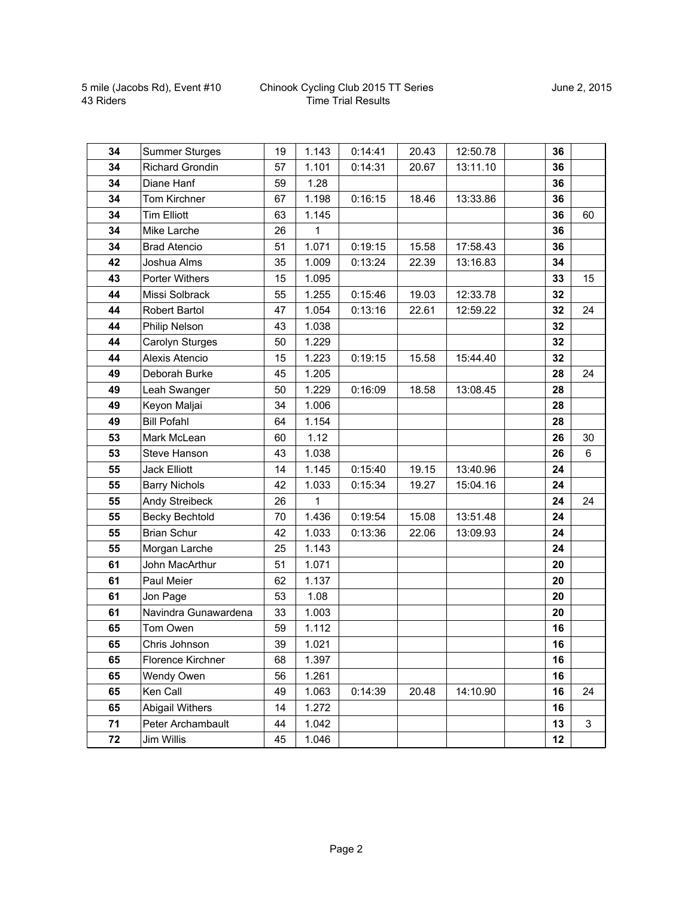5 mile (Jacobs Rd), Event #10
43 Riders

Chinook Cycling Club 2015 TT Series
Time Trial Results

June 2, 2015

| | | | | | | | | | |
|---|---|---|---|---|---|---|---|---|---|
| **34** | Summer Sturges | 19 | 1.143 | 0:14:41 | 20.43 | 12:50.78 | | **36** | |
| **34** | Richard Grondin | 57 | 1.101 | 0:14:31 | 20.67 | 13:11.10 | | **36** | |
| **34** | Diane Hanf | 59 | 1.28 | | | | | **36** | |
| **34** | Tom Kirchner | 67 | 1.198 | 0:16:15 | 18.46 | 13:33.86 | | **36** | |
| **34** | Tim Elliott | 63 | 1.145 | | | | | **36** | 60 |
| **34** | Mike Larche | 26 | 1 | | | | | **36** | |
| **34** | Brad Atencio | 51 | 1.071 | 0:19:15 | 15.58 | 17:58.43 | | **36** | |
| **42** | Joshua Alms | 35 | 1.009 | 0:13:24 | 22.39 | 13:16.83 | | **34** | |
| **43** | Porter Withers | 15 | 1.095 | | | | | **33** | 15 |
| **44** | Missi Solbrack | 55 | 1.255 | 0:15:46 | 19.03 | 12:33.78 | | **32** | |
| **44** | Robert Bartol | 47 | 1.054 | 0:13:16 | 22.61 | 12:59.22 | | **32** | 24 |
| **44** | Philip Nelson | 43 | 1.038 | | | | | **32** | |
| **44** | Carolyn Sturges | 50 | 1.229 | | | | | **32** | |
| **44** | Alexis Atencio | 15 | 1.223 | 0:19:15 | 15.58 | 15:44.40 | | **32** | |
| **49** | Deborah Burke | 45 | 1.205 | | | | | **28** | 24 |
| **49** | Leah Swanger | 50 | 1.229 | 0:16:09 | 18.58 | 13:08.45 | | **28** | |
| **49** | Keyon Maljai | 34 | 1.006 | | | | | **28** | |
| **49** | Bill Pofahl | 64 | 1.154 | | | | | **28** | |
| **53** | Mark McLean | 60 | 1.12 | | | | | **26** | 30 |
| **53** | Steve Hanson | 43 | 1.038 | | | | | **26** | 6 |
| **55** | Jack Elliott | 14 | 1.145 | 0:15:40 | 19.15 | 13:40.96 | | **24** | |
| **55** | Barry Nichols | 42 | 1.033 | 0:15:34 | 19.27 | 15:04.16 | | **24** | |
| **55** | Andy Streibeck | 26 | 1 | | | | | **24** | 24 |
| **55** | Becky Bechtold | 70 | 1.436 | 0:19:54 | 15.08 | 13:51.48 | | **24** | |
| **55** | Brian Schur | 42 | 1.033 | 0:13:36 | 22.06 | 13:09.93 | | **24** | |
| **55** | Morgan Larche | 25 | 1.143 | | | | | **24** | |
| **61** | John MacArthur | 51 | 1.071 | | | | | **20** | |
| **61** | Paul Meier | 62 | 1.137 | | | | | **20** | |
| **61** | Jon Page | 53 | 1.08 | | | | | **20** | |
| **61** | Navindra Gunawardena | 33 | 1.003 | | | | | **20** | |
| **65** | Tom Owen | 59 | 1.112 | | | | | **16** | |
| **65** | Chris Johnson | 39 | 1.021 | | | | | **16** | |
| **65** | Florence Kirchner | 68 | 1.397 | | | | | **16** | |
| **65** | Wendy Owen | 56 | 1.261 | | | | | **16** | |
| **65** | Ken Call | 49 | 1.063 | 0:14:39 | 20.48 | 14:10.90 | | **16** | 24 |
| **65** | Abigail Withers | 14 | 1.272 | | | | | **16** | |
| **71** | Peter Archambault | 44 | 1.042 | | | | | **13** | 3 |
| **72** | Jim Willis | 45 | 1.046 | | | | | **12** | |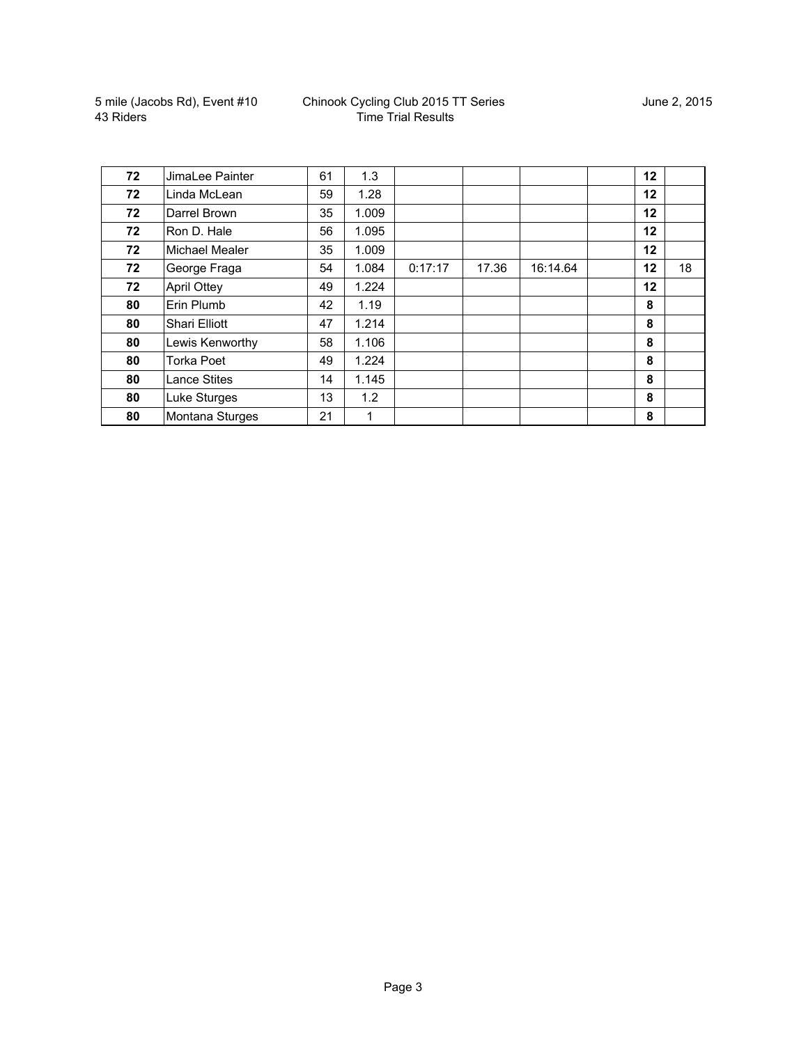5 mile (Jacobs Rd), Event #10
43 Riders

Chinook Cycling Club 2015 TT Series
Time Trial Results

June 2, 2015

| | | | | | | | | | |
|---|---|---|---|---|---|---|---|---|---|
| **72** | JimaLee Painter | 61 | 1.3 | | | | | **12** | |
| **72** | Linda McLean | 59 | 1.28 | | | | | **12** | |
| **72** | Darrel Brown | 35 | 1.009 | | | | | **12** | |
| **72** | Ron D. Hale | 56 | 1.095 | | | | | **12** | |
| **72** | Michael Mealer | 35 | 1.009 | | | | | **12** | |
| **72** | George Fraga | 54 | 1.084 | 0:17:17 | 17.36 | 16:14.64 | | **12** | 18 |
| **72** | April Ottey | 49 | 1.224 | | | | | **12** | |
| **80** | Erin Plumb | 42 | 1.19 | | | | | **8** | |
| **80** | Shari Elliott | 47 | 1.214 | | | | | **8** | |
| **80** | Lewis Kenworthy | 58 | 1.106 | | | | | **8** | |
| **80** | Torka Poet | 49 | 1.224 | | | | | **8** | |
| **80** | Lance Stites | 14 | 1.145 | | | | | **8** | |
| **80** | Luke Sturges | 13 | 1.2 | | | | | **8** | |
| **80** | Montana Sturges | 21 | 1 | | | | | **8** | |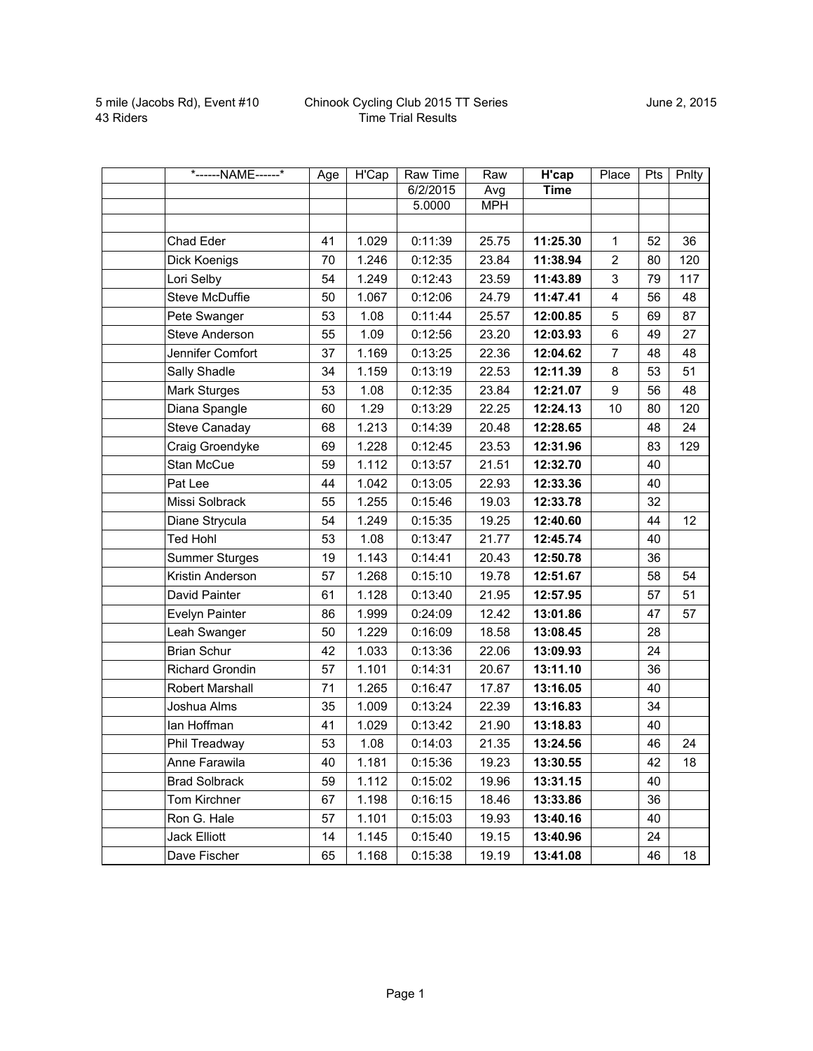5 mile (Jacobs Rd), Event #10
43 Riders

Chinook Cycling Club 2015 TT Series
Time Trial Results

June 2, 2015

| | *------NAME------* | Age | H'Cap | Raw Time | Raw | **H'cap** | Place | Pts | Pnlty |
|---|---|---|---|---|---|---|---|---|---|
| | | | | 6/2/2015 | Avg | **Time** | | | |
| | | | | 5.0000 | MPH | | | | |
| | | | | | | | | | |
| | Chad Eder | 41 | 1.029 | 0:11:39 | 25.75 | **11:25.30** | 1 | 52 | 36 |
| | Dick Koenigs | 70 | 1.246 | 0:12:35 | 23.84 | **11:38.94** | 2 | 80 | 120 |
| | Lori Selby | 54 | 1.249 | 0:12:43 | 23.59 | **11:43.89** | 3 | 79 | 117 |
| | Steve McDuffie | 50 | 1.067 | 0:12:06 | 24.79 | **11:47.41** | 4 | 56 | 48 |
| | Pete Swanger | 53 | 1.08 | 0:11:44 | 25.57 | **12:00.85** | 5 | 69 | 87 |
| | Steve Anderson | 55 | 1.09 | 0:12:56 | 23.20 | **12:03.93** | 6 | 49 | 27 |
| | Jennifer Comfort | 37 | 1.169 | 0:13:25 | 22.36 | **12:04.62** | 7 | 48 | 48 |
| | Sally Shadle | 34 | 1.159 | 0:13:19 | 22.53 | **12:11.39** | 8 | 53 | 51 |
| | Mark Sturges | 53 | 1.08 | 0:12:35 | 23.84 | **12:21.07** | 9 | 56 | 48 |
| | Diana Spangle | 60 | 1.29 | 0:13:29 | 22.25 | **12:24.13** | 10 | 80 | 120 |
| | Steve Canaday | 68 | 1.213 | 0:14:39 | 20.48 | **12:28.65** | | 48 | 24 |
| | Craig Groendyke | 69 | 1.228 | 0:12:45 | 23.53 | **12:31.96** | | 83 | 129 |
| | Stan McCue | 59 | 1.112 | 0:13:57 | 21.51 | **12:32.70** | | 40 | |
| | Pat Lee | 44 | 1.042 | 0:13:05 | 22.93 | **12:33.36** | | 40 | |
| | Missi Solbrack | 55 | 1.255 | 0:15:46 | 19.03 | **12:33.78** | | 32 | |
| | Diane Strycula | 54 | 1.249 | 0:15:35 | 19.25 | **12:40.60** | | 44 | 12 |
| | Ted Hohl | 53 | 1.08 | 0:13:47 | 21.77 | **12:45.74** | | 40 | |
| | Summer Sturges | 19 | 1.143 | 0:14:41 | 20.43 | **12:50.78** | | 36 | |
| | Kristin Anderson | 57 | 1.268 | 0:15:10 | 19.78 | **12:51.67** | | 58 | 54 |
| | David Painter | 61 | 1.128 | 0:13:40 | 21.95 | **12:57.95** | | 57 | 51 |
| | Evelyn Painter | 86 | 1.999 | 0:24:09 | 12.42 | **13:01.86** | | 47 | 57 |
| | Leah Swanger | 50 | 1.229 | 0:16:09 | 18.58 | **13:08.45** | | 28 | |
| | Brian Schur | 42 | 1.033 | 0:13:36 | 22.06 | **13:09.93** | | 24 | |
| | Richard Grondin | 57 | 1.101 | 0:14:31 | 20.67 | **13:11.10** | | 36 | |
| | Robert Marshall | 71 | 1.265 | 0:16:47 | 17.87 | **13:16.05** | | 40 | |
| | Joshua Alms | 35 | 1.009 | 0:13:24 | 22.39 | **13:16.83** | | 34 | |
| | Ian Hoffman | 41 | 1.029 | 0:13:42 | 21.90 | **13:18.83** | | 40 | |
| | Phil Treadway | 53 | 1.08 | 0:14:03 | 21.35 | **13:24.56** | | 46 | 24 |
| | Anne Farawila | 40 | 1.181 | 0:15:36 | 19.23 | **13:30.55** | | 42 | 18 |
| | Brad Solbrack | 59 | 1.112 | 0:15:02 | 19.96 | **13:31.15** | | 40 | |
| | Tom Kirchner | 67 | 1.198 | 0:16:15 | 18.46 | **13:33.86** | | 36 | |
| | Ron G. Hale | 57 | 1.101 | 0:15:03 | 19.93 | **13:40.16** | | 40 | |
| | Jack Elliott | 14 | 1.145 | 0:15:40 | 19.15 | **13:40.96** | | 24 | |
| | Dave Fischer | 65 | 1.168 | 0:15:38 | 19.19 | **13:41.08** | | 46 | 18 |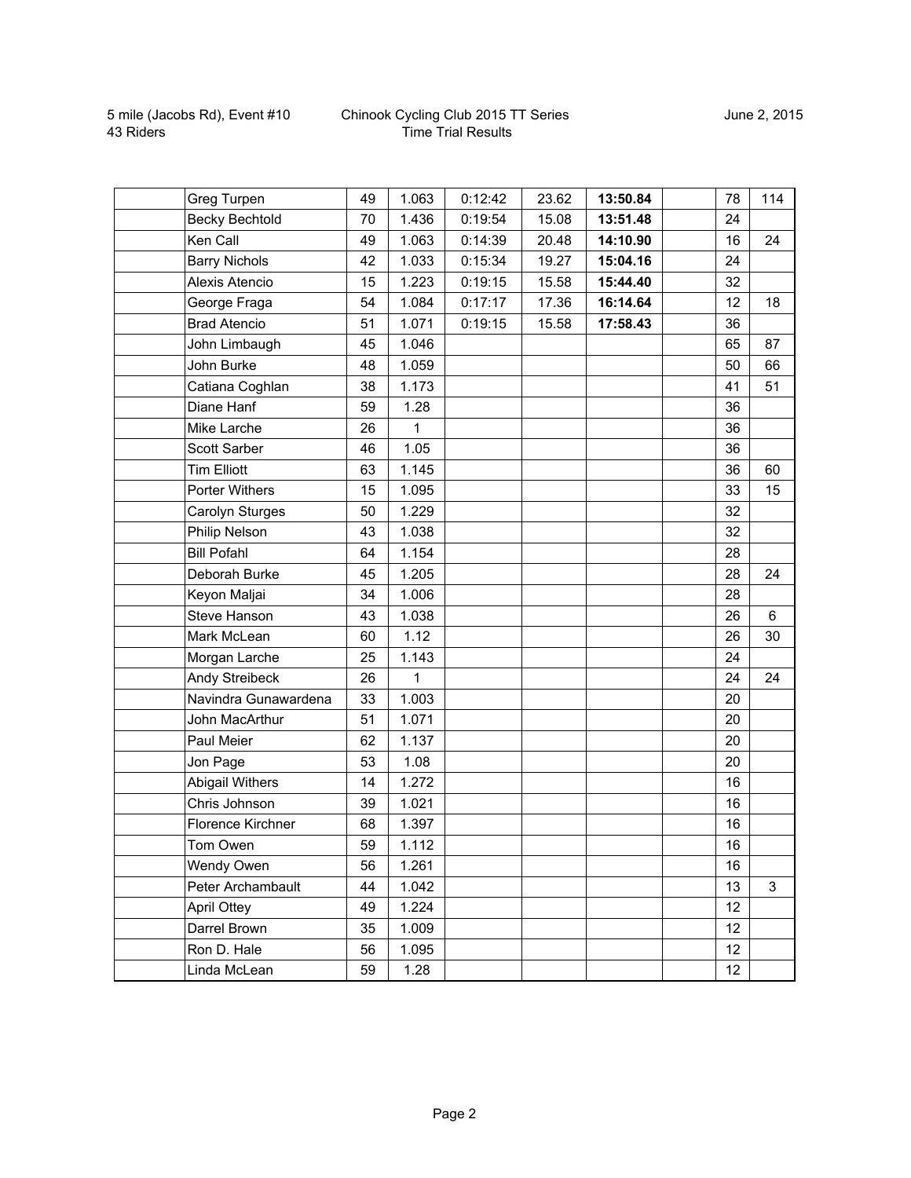5 mile (Jacobs Rd), Event #10
43 Riders

Chinook Cycling Club 2015 TT Series
Time Trial Results

June 2, 2015

| | | | | | | | | | |
|---|---|---|---|---|---|---|---|---|---|
| | Greg Turpen | 49 | 1.063 | 0:12:42 | 23.62 | **13:50.84** | | 78 | 114 |
| | Becky Bechtold | 70 | 1.436 | 0:19:54 | 15.08 | **13:51.48** | | 24 | |
| | Ken Call | 49 | 1.063 | 0:14:39 | 20.48 | **14:10.90** | | 16 | 24 |
| | Barry Nichols | 42 | 1.033 | 0:15:34 | 19.27 | **15:04.16** | | 24 | |
| | Alexis Atencio | 15 | 1.223 | 0:19:15 | 15.58 | **15:44.40** | | 32 | |
| | George Fraga | 54 | 1.084 | 0:17:17 | 17.36 | **16:14.64** | | 12 | 18 |
| | Brad Atencio | 51 | 1.071 | 0:19:15 | 15.58 | **17:58.43** | | 36 | |
| | John Limbaugh | 45 | 1.046 | | | | | 65 | 87 |
| | John Burke | 48 | 1.059 | | | | | 50 | 66 |
| | Catiana Coghlan | 38 | 1.173 | | | | | 41 | 51 |
| | Diane Hanf | 59 | 1.28 | | | | | 36 | |
| | Mike Larche | 26 | 1 | | | | | 36 | |
| | Scott Sarber | 46 | 1.05 | | | | | 36 | |
| | Tim Elliott | 63 | 1.145 | | | | | 36 | 60 |
| | Porter Withers | 15 | 1.095 | | | | | 33 | 15 |
| | Carolyn Sturges | 50 | 1.229 | | | | | 32 | |
| | Philip Nelson | 43 | 1.038 | | | | | 32 | |
| | Bill Pofahl | 64 | 1.154 | | | | | 28 | |
| | Deborah Burke | 45 | 1.205 | | | | | 28 | 24 |
| | Keyon Maljai | 34 | 1.006 | | | | | 28 | |
| | Steve Hanson | 43 | 1.038 | | | | | 26 | 6 |
| | Mark McLean | 60 | 1.12 | | | | | 26 | 30 |
| | Morgan Larche | 25 | 1.143 | | | | | 24 | |
| | Andy Streibeck | 26 | 1 | | | | | 24 | 24 |
| | Navindra Gunawardena | 33 | 1.003 | | | | | 20 | |
| | John MacArthur | 51 | 1.071 | | | | | 20 | |
| | Paul Meier | 62 | 1.137 | | | | | 20 | |
| | Jon Page | 53 | 1.08 | | | | | 20 | |
| | Abigail Withers | 14 | 1.272 | | | | | 16 | |
| | Chris Johnson | 39 | 1.021 | | | | | 16 | |
| | Florence Kirchner | 68 | 1.397 | | | | | 16 | |
| | Tom Owen | 59 | 1.112 | | | | | 16 | |
| | Wendy Owen | 56 | 1.261 | | | | | 16 | |
| | Peter Archambault | 44 | 1.042 | | | | | 13 | 3 |
| | April Ottey | 49 | 1.224 | | | | | 12 | |
| | Darrel Brown | 35 | 1.009 | | | | | 12 | |
| | Ron D. Hale | 56 | 1.095 | | | | | 12 | |
| | Linda McLean | 59 | 1.28 | | | | | 12 | |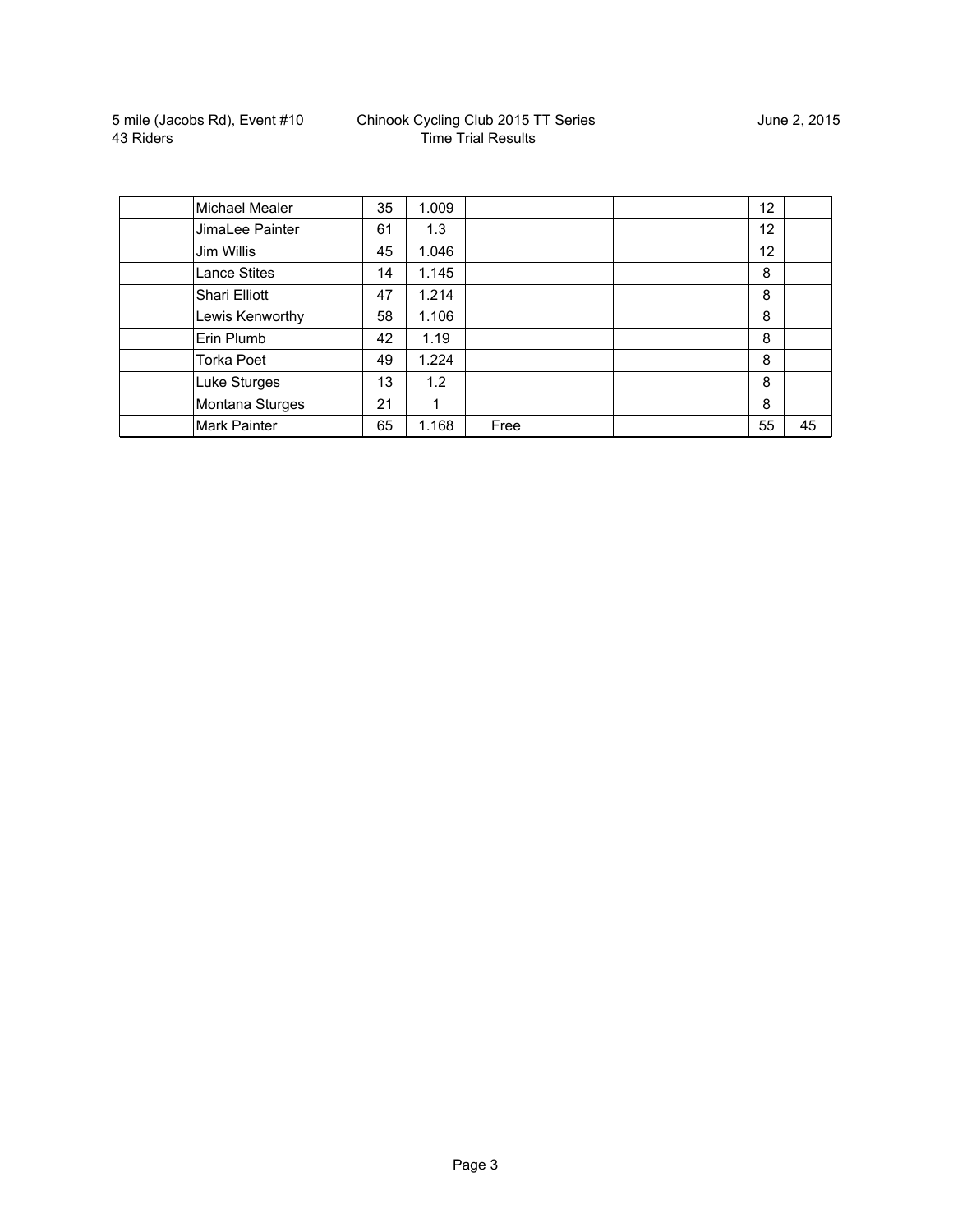5 mile (Jacobs Rd), Event #10
43 Riders

Chinook Cycling Club 2015 TT Series
Time Trial Results

June 2, 2015

| | | | | | | | | | |
|---|---|---|---|---|---|---|---|---|---|
| | Michael Mealer | 35 | 1.009 | | | | | 12 | |
| | JimaLee Painter | 61 | 1.3 | | | | | 12 | |
| | Jim Willis | 45 | 1.046 | | | | | 12 | |
| | Lance Stites | 14 | 1.145 | | | | | 8 | |
| | Shari Elliott | 47 | 1.214 | | | | | 8 | |
| | Lewis Kenworthy | 58 | 1.106 | | | | | 8 | |
| | Erin Plumb | 42 | 1.19 | | | | | 8 | |
| | Torka Poet | 49 | 1.224 | | | | | 8 | |
| | Luke Sturges | 13 | 1.2 | | | | | 8 | |
| | Montana Sturges | 21 | 1 | | | | | 8 | |
| | Mark Painter | 65 | 1.168 | Free | | | | 55 | 45 |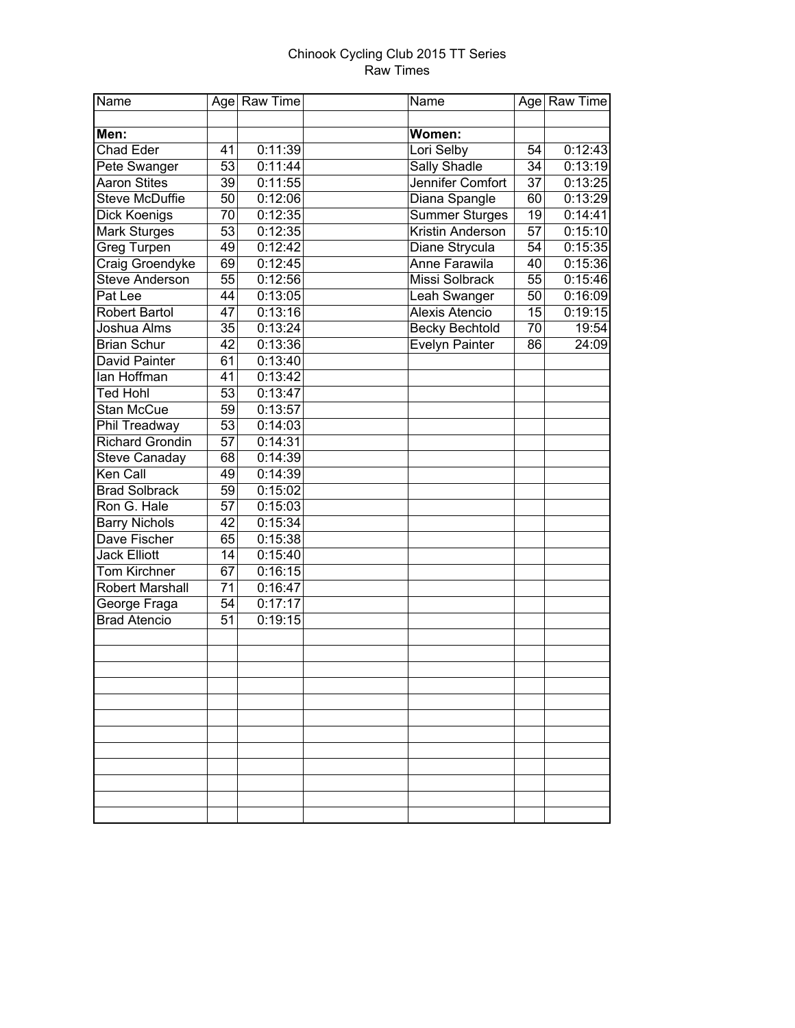Chinook Cycling Club 2015 TT Series
Raw Times

| Name | Age | Raw Time | | Name | Age | Raw Time |
|---|---|---|---|---|---|---|
| | | | | | | |
| **Men:** | | | | **Women:** | | |
| Chad Eder | 41 | 0:11:39 | | Lori Selby | 54 | 0:12:43 |
| Pete Swanger | 53 | 0:11:44 | | Sally Shadle | 34 | 0:13:19 |
| Aaron Stites | 39 | 0:11:55 | | Jennifer Comfort | 37 | 0:13:25 |
| Steve McDuffie | 50 | 0:12:06 | | Diana Spangle | 60 | 0:13:29 |
| Dick Koenigs | 70 | 0:12:35 | | Summer Sturges | 19 | 0:14:41 |
| Mark Sturges | 53 | 0:12:35 | | Kristin Anderson | 57 | 0:15:10 |
| Greg Turpen | 49 | 0:12:42 | | Diane Strycula | 54 | 0:15:35 |
| Craig Groendyke | 69 | 0:12:45 | | Anne Farawila | 40 | 0:15:36 |
| Steve Anderson | 55 | 0:12:56 | | Missi Solbrack | 55 | 0:15:46 |
| Pat Lee | 44 | 0:13:05 | | Leah Swanger | 50 | 0:16:09 |
| Robert Bartol | 47 | 0:13:16 | | Alexis Atencio | 15 | 0:19:15 |
| Joshua Alms | 35 | 0:13:24 | | Becky Bechtold | 70 | 19:54 |
| Brian Schur | 42 | 0:13:36 | | Evelyn Painter | 86 | 24:09 |
| David Painter | 61 | 0:13:40 | | | | |
| Ian Hoffman | 41 | 0:13:42 | | | | |
| Ted Hohl | 53 | 0:13:47 | | | | |
| Stan McCue | 59 | 0:13:57 | | | | |
| Phil Treadway | 53 | 0:14:03 | | | | |
| Richard Grondin | 57 | 0:14:31 | | | | |
| Steve Canaday | 68 | 0:14:39 | | | | |
| Ken Call | 49 | 0:14:39 | | | | |
| Brad Solbrack | 59 | 0:15:02 | | | | |
| Ron G. Hale | 57 | 0:15:03 | | | | |
| Barry Nichols | 42 | 0:15:34 | | | | |
| Dave Fischer | 65 | 0:15:38 | | | | |
| Jack Elliott | 14 | 0:15:40 | | | | |
| Tom Kirchner | 67 | 0:16:15 | | | | |
| Robert Marshall | 71 | 0:16:47 | | | | |
| George Fraga | 54 | 0:17:17 | | | | |
| Brad Atencio | 51 | 0:19:15 | | | | |